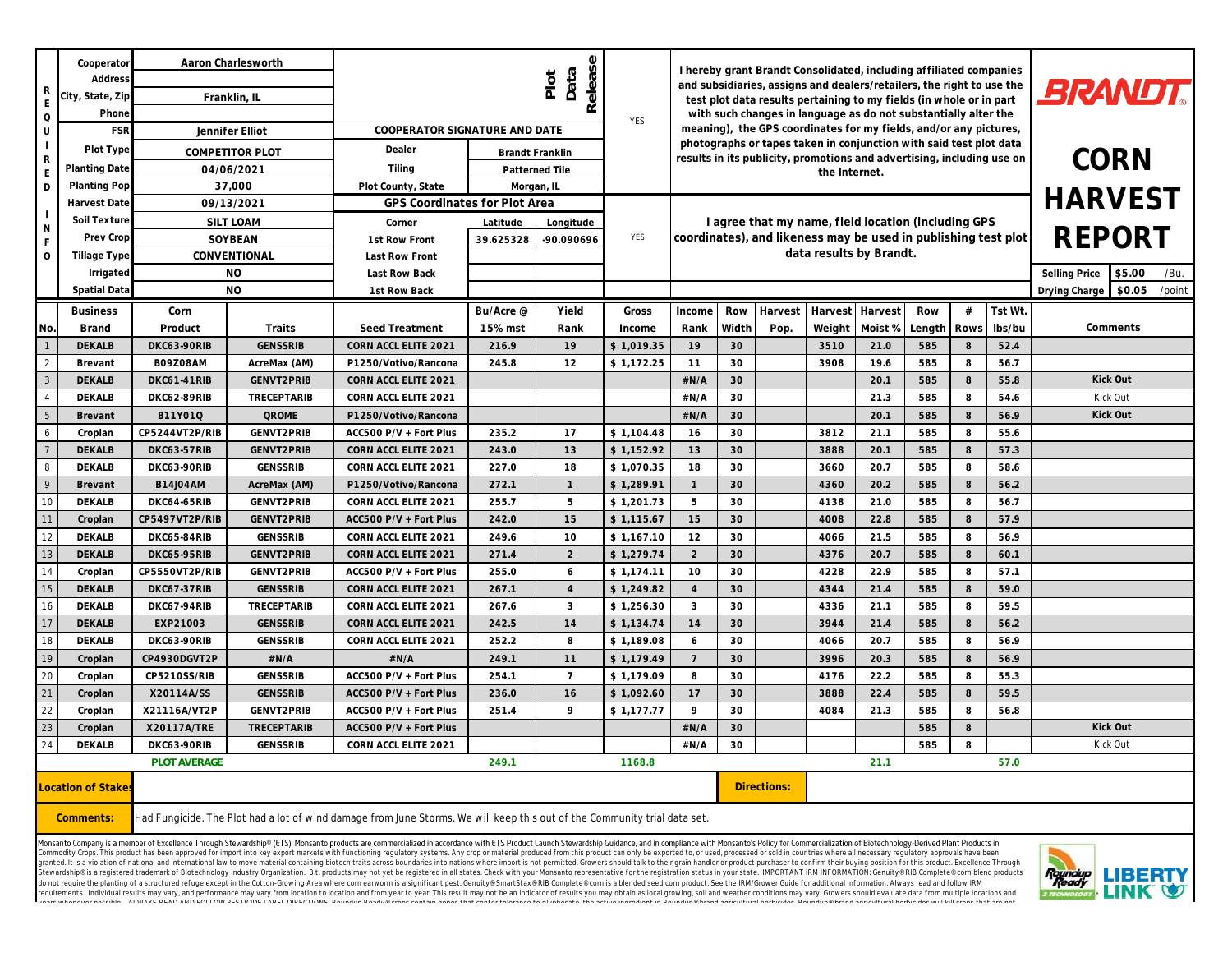# BRANDT

# CORN HARVEST REPORT

## REQUIRED INFO

| Field | Value |
|---|---|
| Cooperator | Aaron Charlesworth |
| Address | |
| City, State, Zip | Franklin, IL |
| Phone | |
| FSR | Jennifer Elliot |
| Plot Type | COMPETITOR PLOT |
| Planting Date | 04/06/2021 |
| Planting Pop | 37,000 |
| Harvest Date | 09/13/2021 |
| Soil Texture | SILT LOAM |
| Prev Crop | SOYBEAN |
| Tillage Type | CONVENTIONAL |
| Irrigated | NO |
| Spatial Data | NO |

**Plot Data Release**

COOPERATOR SIGNATURE AND DATE

| | |
|---|---|
| Dealer | Brandt Franklin |
| Tiling | Patterned Tile |
| Plot County, State | Morgan, IL |

**GPS Coordinates for Plot Area**

| Corner | Latitude | Longitude |
|---|---|---|
| 1st Row Front | 39.625328 | -90.090696 |
| Last Row Front | | |
| Last Row Back | | |
| 1st Row Back | | |

YES — I hereby grant Brandt Consolidated, including affiliated companies and subsidiaries, assigns and dealers/retailers, the right to use the test plot data results pertaining to my fields (in whole or in part with such changes in language as do not substantially alter the meaning), the GPS coordinates for my fields, and/or any pictures, photographs or tapes taken in conjunction with said test plot data results in its publicity, promotions and advertising, including use on the Internet.

YES — I agree that my name, field location (including GPS coordinates), and likeness may be used in publishing test plot data results by Brandt.

| Selling Price | $5.00 | /Bu. |
|---|---|---|
| Drying Charge | $0.05 | /point |

| No. | Business Brand | Corn Product | Traits | Seed Treatment | Bu/Acre @ 15% mst | Yield Rank | Gross Income | Income Rank | Row Width | Harvest Pop. | Harvest Weight | Harvest Moist % | Row Length | # Rows | Tst Wt. lbs/bu | Comments |
|---|---|---|---|---|---|---|---|---|---|---|---|---|---|---|---|---|
| 1 | DEKALB | DKC63-90RIB | GENSSRIB | CORN ACCL ELITE 2021 | 216.9 | 19 | $ 1,019.35 | 19 | 30 | | 3510 | 21.0 | 585 | 8 | 52.4 | |
| 2 | Brevant | B09Z08AM | AcreMax (AM) | P1250/Votivo/Rancona | 245.8 | 12 | $ 1,172.25 | 11 | 30 | | 3908 | 19.6 | 585 | 8 | 56.7 | |
| 3 | DEKALB | DKC61-41RIB | GENVT2PRIB | CORN ACCL ELITE 2021 | | | | #N/A | 30 | | | 20.1 | 585 | 8 | 55.8 | Kick Out |
| 4 | DEKALB | DKC62-89RIB | TRECEPTARIB | CORN ACCL ELITE 2021 | | | | #N/A | 30 | | | 21.3 | 585 | 8 | 54.6 | Kick Out |
| 5 | Brevant | B11Y01Q | QROME | P1250/Votivo/Rancona | | | | #N/A | 30 | | | 20.1 | 585 | 8 | 56.9 | Kick Out |
| 6 | Croplan | CP5244VT2P/RIB | GENVT2PRIB | ACC500 P/V + Fort Plus | 235.2 | 17 | $ 1,104.48 | 16 | 30 | | 3812 | 21.1 | 585 | 8 | 55.6 | |
| 7 | DEKALB | DKC63-57RIB | GENVT2PRIB | CORN ACCL ELITE 2021 | 243.0 | 13 | $ 1,152.92 | 13 | 30 | | 3888 | 20.1 | 585 | 8 | 57.3 | |
| 8 | DEKALB | DKC63-90RIB | GENSSRIB | CORN ACCL ELITE 2021 | 227.0 | 18 | $ 1,070.35 | 18 | 30 | | 3660 | 20.7 | 585 | 8 | 58.6 | |
| 9 | Brevant | B14J04AM | AcreMax (AM) | P1250/Votivo/Rancona | 272.1 | 1 | $ 1,289.91 | 1 | 30 | | 4360 | 20.2 | 585 | 8 | 56.2 | |
| 10 | DEKALB | DKC64-65RIB | GENVT2PRIB | CORN ACCL ELITE 2021 | 255.7 | 5 | $ 1,201.73 | 5 | 30 | | 4138 | 21.0 | 585 | 8 | 56.7 | |
| 11 | Croplan | CP5497VT2P/RIB | GENVT2PRIB | ACC500 P/V + Fort Plus | 242.0 | 15 | $ 1,115.67 | 15 | 30 | | 4008 | 22.8 | 585 | 8 | 57.9 | |
| 12 | DEKALB | DKC65-84RIB | GENSSRIB | CORN ACCL ELITE 2021 | 249.6 | 10 | $ 1,167.10 | 12 | 30 | | 4066 | 21.5 | 585 | 8 | 56.9 | |
| 13 | DEKALB | DKC65-95RIB | GENVT2PRIB | CORN ACCL ELITE 2021 | 271.4 | 2 | $ 1,279.74 | 2 | 30 | | 4376 | 20.7 | 585 | 8 | 60.1 | |
| 14 | Croplan | CP5550VT2P/RIB | GENVT2PRIB | ACC500 P/V + Fort Plus | 255.0 | 6 | $ 1,174.11 | 10 | 30 | | 4228 | 22.9 | 585 | 8 | 57.1 | |
| 15 | DEKALB | DKC67-37RIB | GENSSRIB | CORN ACCL ELITE 2021 | 267.1 | 4 | $ 1,249.82 | 4 | 30 | | 4344 | 21.4 | 585 | 8 | 59.0 | |
| 16 | DEKALB | DKC67-94RIB | TRECEPTARIB | CORN ACCL ELITE 2021 | 267.6 | 3 | $ 1,256.30 | 3 | 30 | | 4336 | 21.1 | 585 | 8 | 59.5 | |
| 17 | DEKALB | EXP21003 | GENSSRIB | CORN ACCL ELITE 2021 | 242.5 | 14 | $ 1,134.74 | 14 | 30 | | 3944 | 21.4 | 585 | 8 | 56.2 | |
| 18 | DEKALB | DKC63-90RIB | GENSSRIB | CORN ACCL ELITE 2021 | 252.2 | 8 | $ 1,189.08 | 6 | 30 | | 4066 | 20.7 | 585 | 8 | 56.9 | |
| 19 | Croplan | CP4930DGVT2P | #N/A | #N/A | 249.1 | 11 | $ 1,179.49 | 7 | 30 | | 3996 | 20.3 | 585 | 8 | 56.9 | |
| 20 | Croplan | CP5210SS/RIB | GENSSRIB | ACC500 P/V + Fort Plus | 254.1 | 7 | $ 1,179.09 | 8 | 30 | | 4176 | 22.2 | 585 | 8 | 55.3 | |
| 21 | Croplan | X20114A/SS | GENSSRIB | ACC500 P/V + Fort Plus | 236.0 | 16 | $ 1,092.60 | 17 | 30 | | 3888 | 22.4 | 585 | 8 | 59.5 | |
| 22 | Croplan | X21116A/VT2P | GENVT2PRIB | ACC500 P/V + Fort Plus | 251.4 | 9 | $ 1,177.77 | 9 | 30 | | 4084 | 21.3 | 585 | 8 | 56.8 | |
| 23 | Croplan | X20117A/TRE | TRECEPTARIB | ACC500 P/V + Fort Plus | | | | #N/A | 30 | | | | 585 | 8 | | Kick Out |
| 24 | DEKALB | DKC63-90RIB | GENSSRIB | CORN ACCL ELITE 2021 | | | | #N/A | 30 | | | | 585 | 8 | | Kick Out |
| | | PLOT AVERAGE | | | 249.1 | | 1168.8 | | | | | 21.1 | | | 57.0 | |

**Location of Stakes:**

**Directions:**

**Comments:** Had Fungicide. The Plot had a lot of wind damage from June Storms. We will keep this out of the Community trial data set.

Monsanto Company is a member of Excellence Through Stewardship® (ETS). Monsanto products are commercialized in accordance with ETS Product Launch Stewardship Guidance, and in compliance with Monsanto's Policy for Commercialization of Biotechnology-Derived Plant Products in Commodity Crops. This product has been approved for import into key export markets with functioning regulatory systems. Any crop or material produced from this product can only be exported to, or used, processed or sold in countries where all necessary regulatory approvals have been granted. It is a violation of national and international law to move material containing biotech traits across boundaries into nations where import is not permitted. Growers should talk to their grain handler or product purchaser to confirm their buying position for this product. Excellence Through Stewardship® is a registered trademark of Biotechnology Industry Organization. B.t. products may not yet be registered in all states. Check with your Monsanto representative for the registration status in your state. IMPORTANT IRM INFORMATION: Genuity® RIB Complete® corn blend products do not require the planting of a structured refuge except in the Cotton-Growing Area where corn earworm is a significant pest. Genuity® SmartStax® RIB Complete® corn is a blended seed corn product. See the IRM/Grower Guide for additional information. Always read and follow IRM requirements. Individual results may vary, and performance may vary from location to location and from year to year. This result may not be an indicator of results you may obtain as local growing, soil and weather conditions may vary. Growers should evaluate data from multiple locations and years whenever possible. ALWAYS READ AND FOLLOW PESTICIDE LABEL DIRECTIONS. Roundup Ready® crops contain genes that confer tolerance to glyphosate, the active ingredient in Roundup® brand agricultural herbicides. Roundup® brand agricultural herbicides will kill crops that are not

Roundup Ready 2 Technology | LIBERTY LINK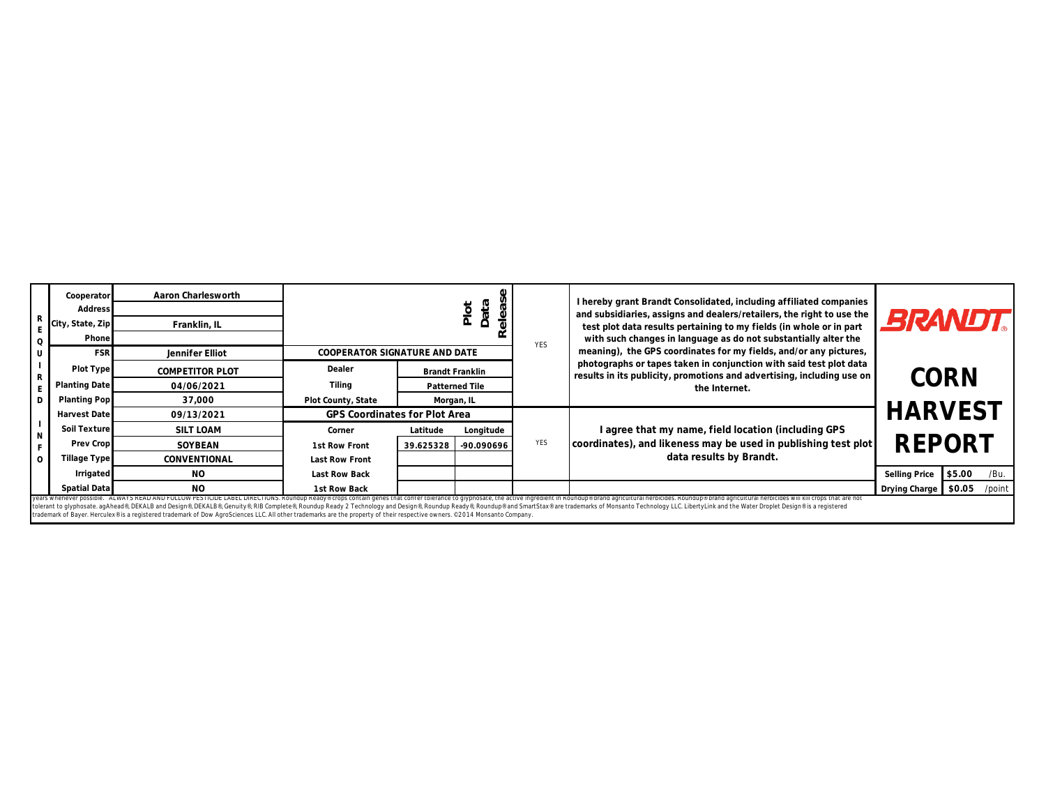| | | | | | | | | |
|---|---|---|---|---|---|---|---|---|
| REQUIRED | Cooperator | Aaron Charlesworth | Plot Data Release | | | YES | I hereby grant Brandt Consolidated, including affiliated companies and subsidiaries, assigns and dealers/retailers, the right to use the test plot data results pertaining to my fields (in whole or in part with such changes in language as do not substantially alter the meaning), the GPS coordinates for my fields, and/or any pictures, photographs or tapes taken in conjunction with said test plot data results in its publicity, promotions and advertising, including use on the Internet. | BRANDT |
| | Address | | | | | | | |
| | City, State, Zip | Franklin, IL | | | | | | |
| | Phone | | | | | | | |
| | FSR | Jennifer Elliot | COOPERATOR SIGNATURE AND DATE | | | | | |
| | Plot Type | COMPETITOR PLOT | Dealer | Brandt Franklin | | | | CORN HARVEST REPORT |
| | Planting Date | 04/06/2021 | Tiling | Patterned Tile | | | | |
| | Planting Pop | 37,000 | Plot County, State | Morgan, IL | | | | |
| INFO | Harvest Date | 09/13/2021 | GPS Coordinates for Plot Area | | | | | |
| | Soil Texture | SILT LOAM | Corner | Latitude | Longitude | YES | I agree that my name, field location (including GPS coordinates), and likeness may be used in publishing test plot data results by Brandt. | |
| | Prev Crop | SOYBEAN | 1st Row Front | 39.625328 | -90.090696 | | | |
| | Tillage Type | CONVENTIONAL | Last Row Front | | | | | |
| | Irrigated | NO | Last Row Back | | | | | Selling Price \$5.00 /Bu. |
| | Spatial Data | NO | 1st Row Back | | | | | Drying Charge \$0.05 /point |

years whenever possible. ALWAYS READ AND FOLLOW PESTICIDE LABEL DIRECTIONS. Roundup Ready® crops contain genes that confer tolerance to glyphosate, the active ingredient in Roundup® brand agricultural herbicides. Roundup® brand agricultural herbicides will kill crops that are not tolerant to glyphosate. agAhead®, DEKALB and Design®, DEKALB®, Genuity®, RIB Complete®, Roundup Ready 2 Technology and Design®, Roundup Ready®, Roundup® and SmartStax® are trademarks of Monsanto Technology LLC. LibertyLink and the Water Droplet Design® is a registered trademark of Bayer. Herculex® is a registered trademark of Dow AgroSciences LLC. All other trademarks are the property of their respective owners. ©2014 Monsanto Company.